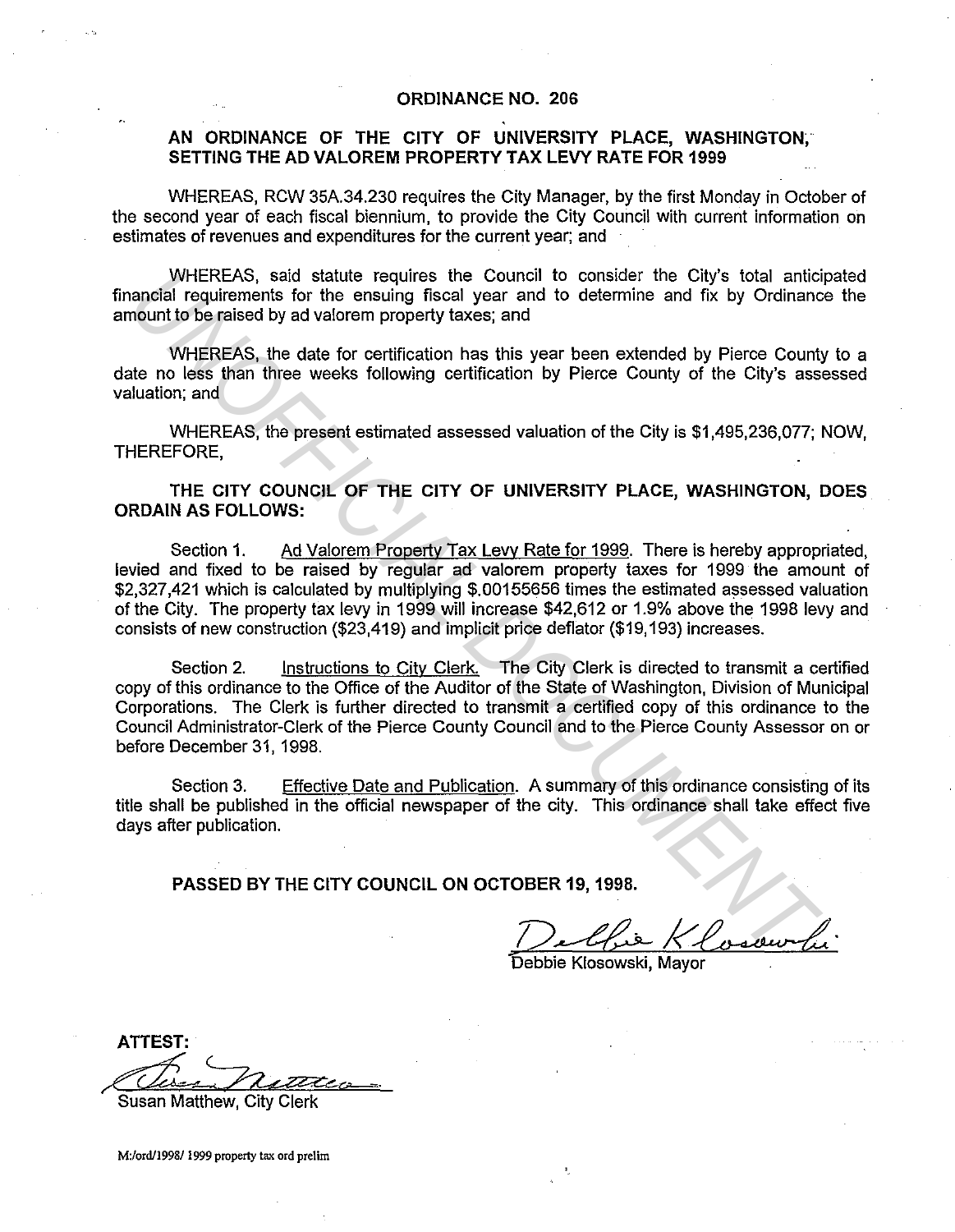# ORDINANCE NO. 206

## AN ORDINANCE OF THE CITY OF UNIVERSITY PLACE, WASHINGTON, SETTING THE AD VALOREM PROPERTY TAX LEVY RATE FOR 1999

WHEREAS, RCW 35A.34.230 requires the City Manager, by the first Monday in October of the second year of each fiscal biennium, to provide the City Council with current information on estimates of revenues and expenditures for the current year; and

WHEREAS, said statute requires the Council to consider the City's total anticipated financial requirements for the ensuing fiscal year and to determine and fix by Ordinance the amount to be raised by ad valorem property taxes; and

WHEREAS, the date for certification has this year been extended by Pierce County to a date no less than three weeks following certification by Pierce County of the City's assessed valuation; and

WHEREAS, the present estimated assessed valuation of the City is $1,495,236,077; NOW, THEREFORE,

**THE CITY COUNCIL OF THE CITY OF UNIVERSITY PLACE, WASHINGTON, DOES ORDAIN AS FOLLOWS:**

Section 1. Ad Valorem Property Tax Levy Rate for 1999. There is hereby appropriated, levied and fixed to be raised by regular ad valorem property taxes for 1999 the amount of $2,327,421 which is calculated by multiplying $.00155656 times the estimated assessed valuation of the City. The property tax levy in 1999 will increase $42,612 or 1.9% above the 1998 levy and consists of new construction ($23,419) and implicit price deflator ($19,193) increases.

Section 2. Instructions to City Clerk. The City Clerk is directed to transmit a certified copy of this ordinance to the Office of the Auditor of the State of Washington, Division of Municipal Corporations. The Clerk is further directed to transmit a certified copy of this ordinance to the Council Administrator-Clerk of the Pierce County Council and to the Pierce County Assessor on or before December 31, 1998.

Section 3. Effective Date and Publication. A summary of this ordinance consisting of its title shall be published in the official newspaper of the city. This ordinance shall take effect five days after publication.

**PASSED BY THE CITY COUNCIL ON OCTOBER 19, 1998.**

Debbie Klosowski, Mayor

**ATTEST:**

Susan Matthew, City Clerk

M:/ord/1998/ 1999 property tax ord prelim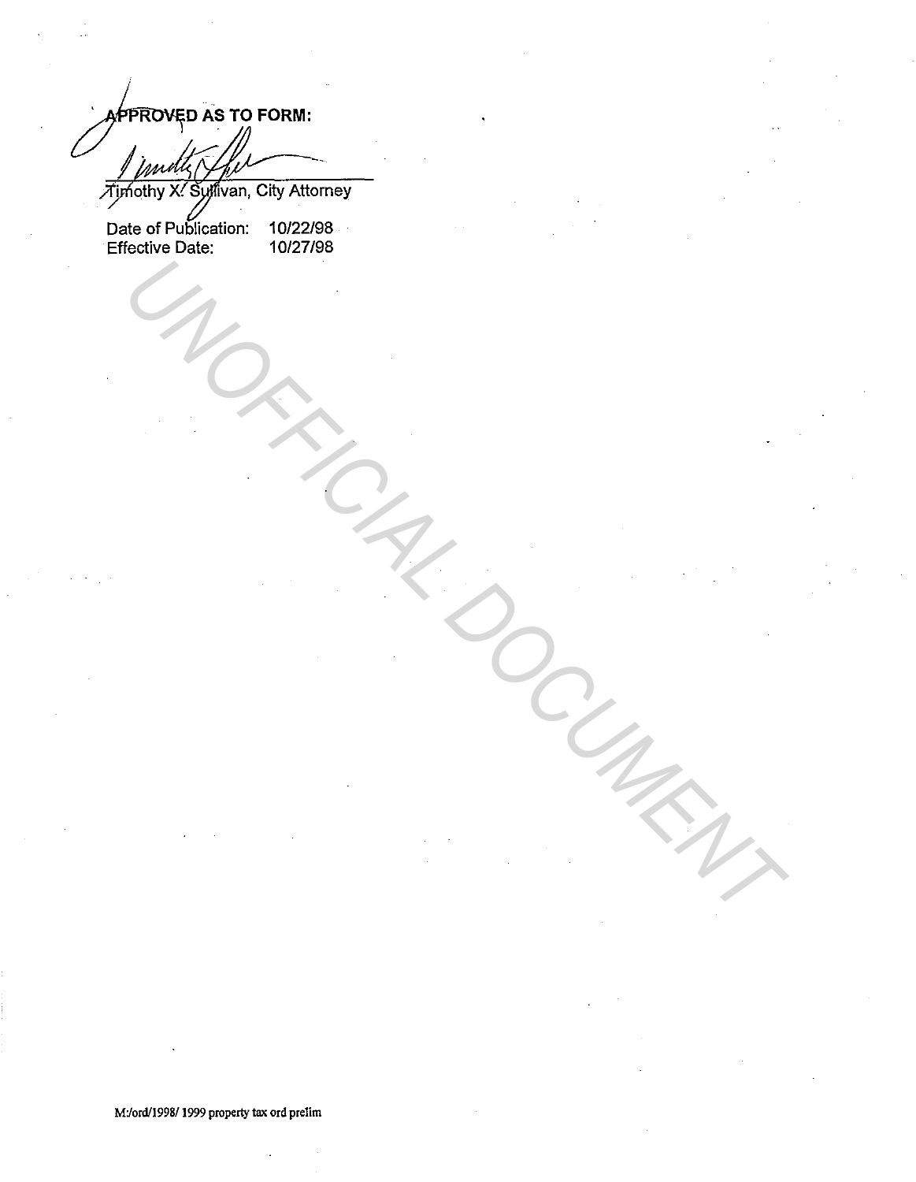**APPROVED AS TO FORM:**

Timothy X. Sullivan, City Attorney

Date of Publication: 10/22/98
Effective Date: 10/27/98

UNOFFICIAL DOCUMENT

M:/ord/1998/ 1999 property tax ord prelim